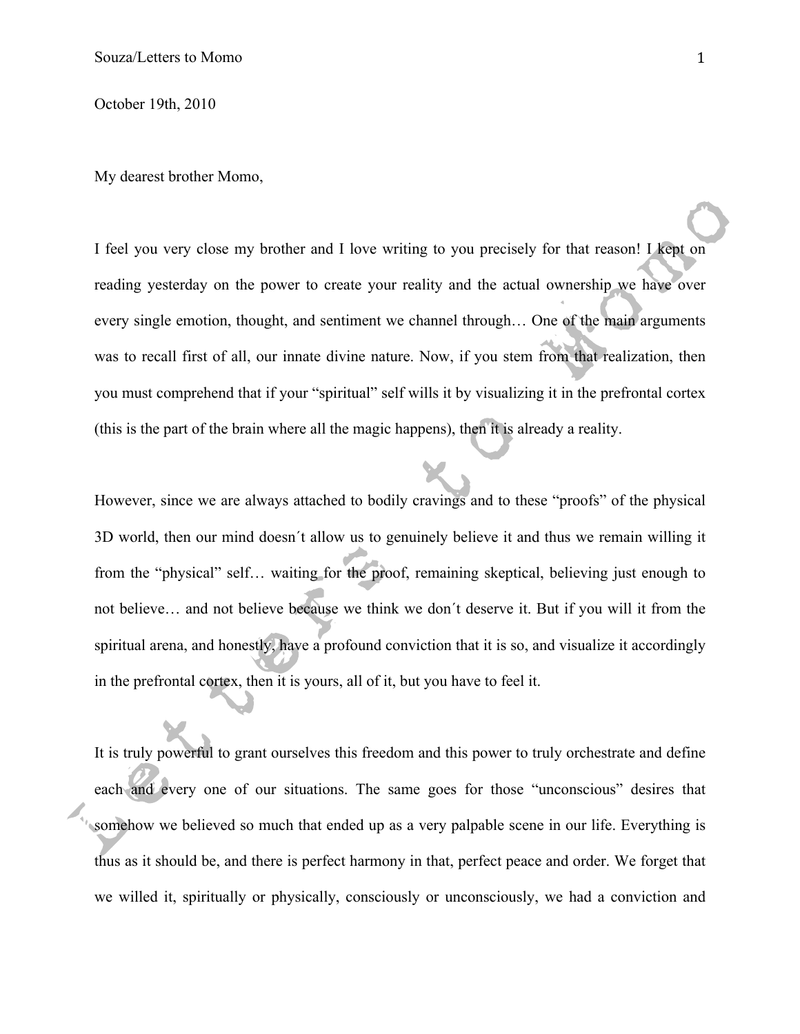October 19th, 2010

My dearest brother Momo,

I feel you very close my brother and I love writing to you precisely for that reason! I kept on reading yesterday on the power to create your reality and the actual ownership we have over every single emotion, thought, and sentiment we channel through… One of the main arguments was to recall first of all, our innate divine nature. Now, if you stem from that realization, then you must comprehend that if your "spiritual" self wills it by visualizing it in the prefrontal cortex (this is the part of the brain where all the magic happens), then it is already a reality.

However, since we are always attached to bodily cravings and to these "proofs" of the physical 3D world, then our mind doesn´t allow us to genuinely believe it and thus we remain willing it from the "physical" self… waiting for the proof, remaining skeptical, believing just enough to not believe… and not believe because we think we don´t deserve it. But if you will it from the spiritual arena, and honestly, have a profound conviction that it is so, and visualize it accordingly in the prefrontal cortex, then it is yours, all of it, but you have to feel it.

It is truly powerful to grant ourselves this freedom and this power to truly orchestrate and define each and every one of our situations. The same goes for those "unconscious" desires that somehow we believed so much that ended up as a very palpable scene in our life. Everything is thus as it should be, and there is perfect harmony in that, perfect peace and order. We forget that we willed it, spiritually or physically, consciously or unconsciously, we had a conviction and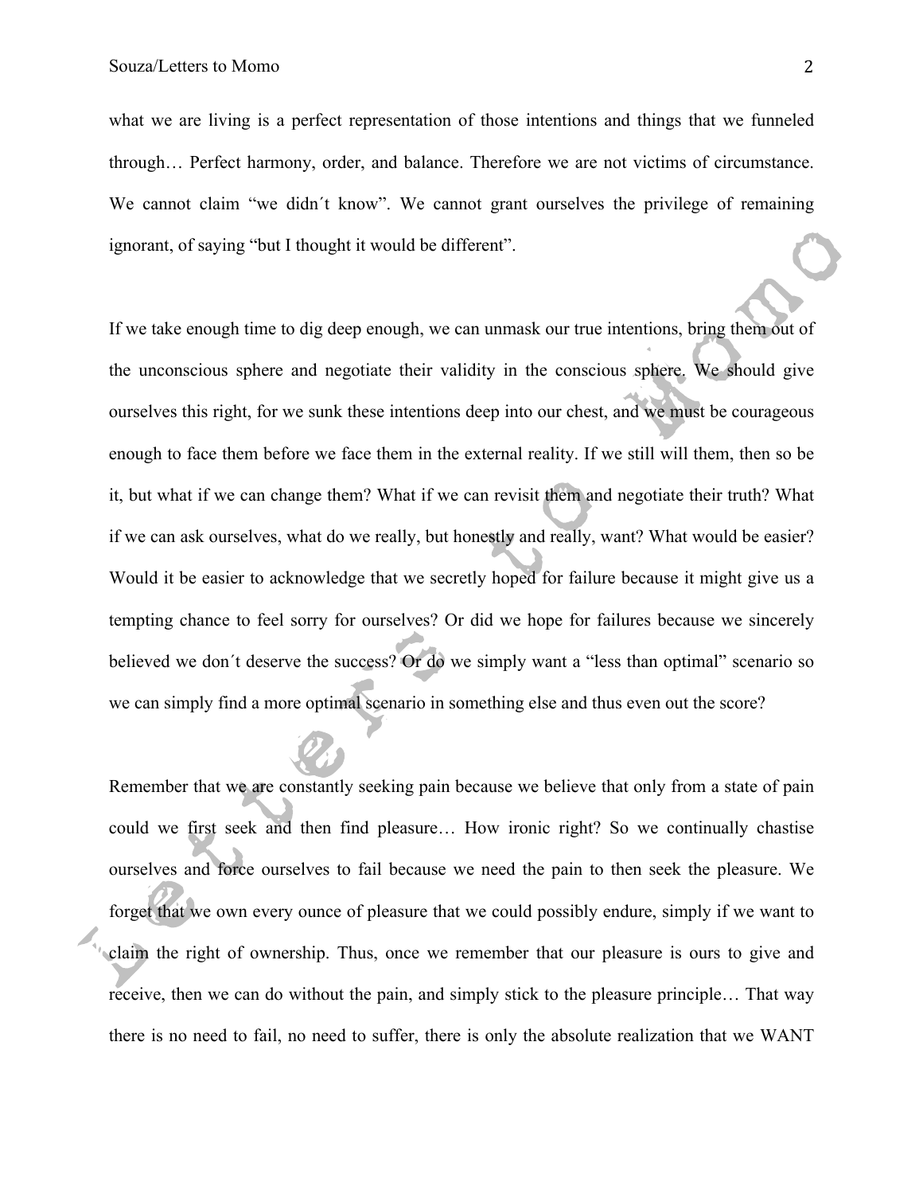what we are living is a perfect representation of those intentions and things that we funneled through… Perfect harmony, order, and balance. Therefore we are not victims of circumstance. We cannot claim "we didn´t know". We cannot grant ourselves the privilege of remaining ignorant, of saying "but I thought it would be different".

If we take enough time to dig deep enough, we can unmask our true intentions, bring them out of the unconscious sphere and negotiate their validity in the conscious sphere. We should give ourselves this right, for we sunk these intentions deep into our chest, and we must be courageous enough to face them before we face them in the external reality. If we still will them, then so be it, but what if we can change them? What if we can revisit them and negotiate their truth? What if we can ask ourselves, what do we really, but honestly and really, want? What would be easier? Would it be easier to acknowledge that we secretly hoped for failure because it might give us a tempting chance to feel sorry for ourselves? Or did we hope for failures because we sincerely believed we don´t deserve the success? Or do we simply want a "less than optimal" scenario so we can simply find a more optimal scenario in something else and thus even out the score?

Remember that we are constantly seeking pain because we believe that only from a state of pain could we first seek and then find pleasure… How ironic right? So we continually chastise ourselves and force ourselves to fail because we need the pain to then seek the pleasure. We forget that we own every ounce of pleasure that we could possibly endure, simply if we want to claim the right of ownership. Thus, once we remember that our pleasure is ours to give and receive, then we can do without the pain, and simply stick to the pleasure principle… That way there is no need to fail, no need to suffer, there is only the absolute realization that we WANT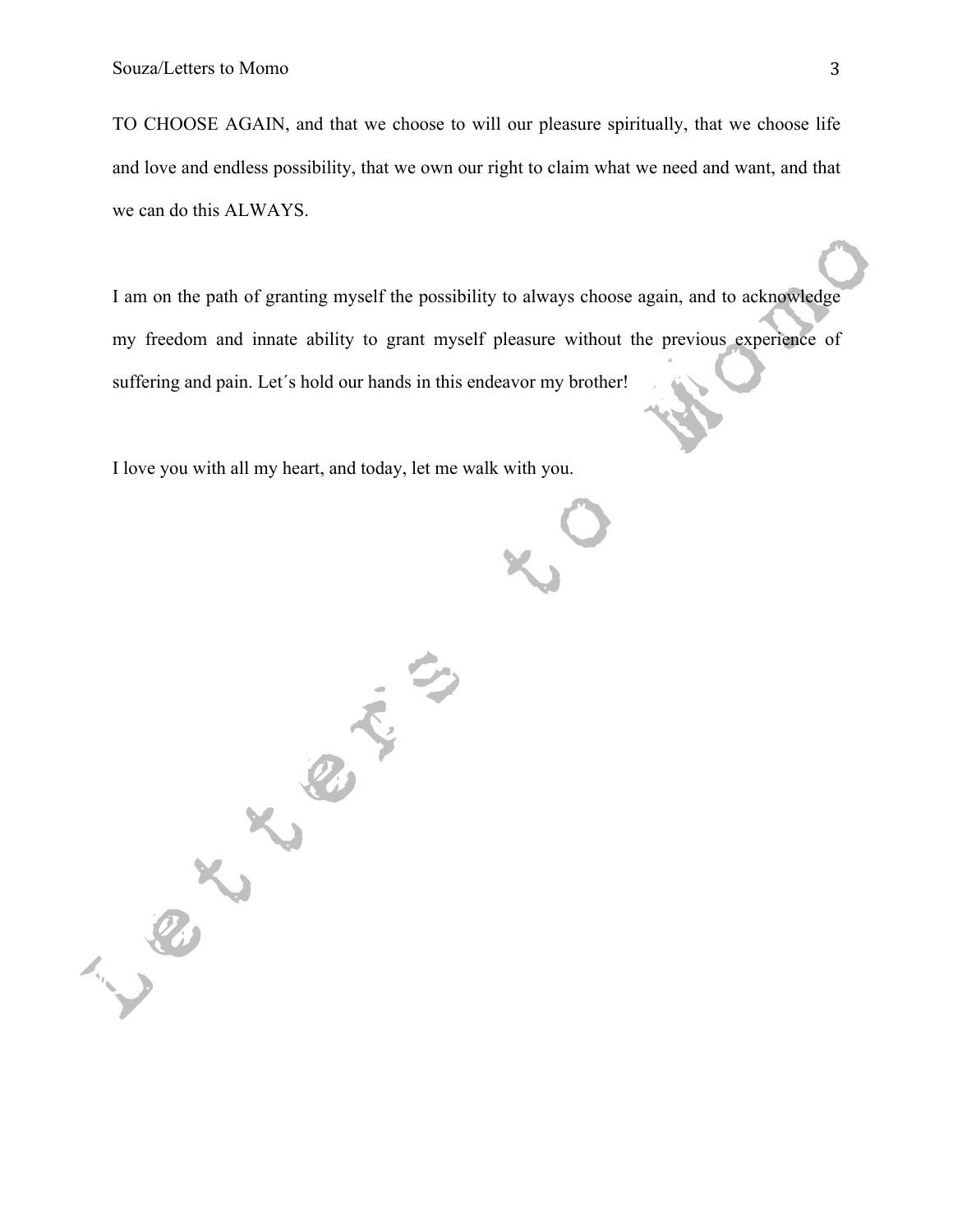TO CHOOSE AGAIN, and that we choose to will our pleasure spiritually, that we choose life and love and endless possibility, that we own our right to claim what we need and want, and that we can do this ALWAYS.

I am on the path of granting myself the possibility to always choose again, and to acknowledge my freedom and innate ability to grant myself pleasure without the previous experience of suffering and pain. Let´s hold our hands in this endeavor my brother!

I love you with all my heart, and today, let me walk with you.